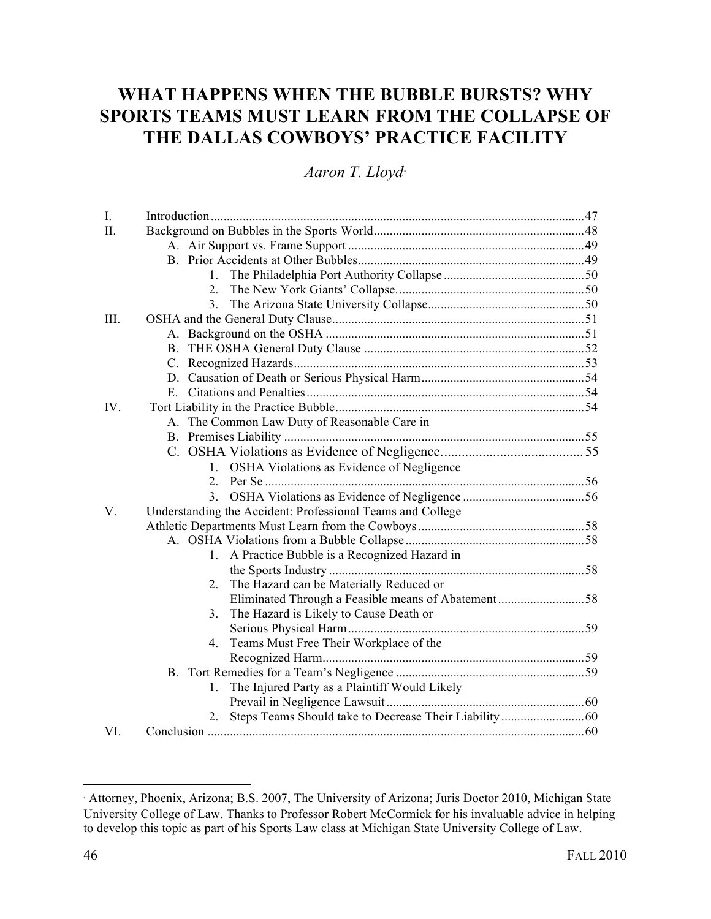# WHAT HAPPENS WHEN THE BUBBLE BURSTS? WHY SPORTS TEAMS MUST LEARN FROM THE COLLAPSE OF THE DALLAS COWBOYS' PRACTICE FACILITY

*Aaron T. Lloyd*[*]

I. Introduction .......... 47
II. Background on Bubbles in the Sports World .......... 48
  A. Air Support vs. Frame Support .......... 49
  B. Prior Accidents at Other Bubbles .......... 49
    1. The Philadelphia Port Authority Collapse .......... 50
    2. The New York Giants' Collapse. .......... 50
    3. The Arizona State University Collapse .......... 50
III. OSHA and the General Duty Clause .......... 51
  A. Background on the OSHA .......... 51
  B. THE OSHA General Duty Clause .......... 52
  C. Recognized Hazards .......... 53
  D. Causation of Death or Serious Physical Harm .......... 54
  E. Citations and Penalties .......... 54
IV. Tort Liability in the Practice Bubble .......... 54
  A. The Common Law Duty of Reasonable Care in
  B. Premises Liability .......... 55
  C. OSHA Violations as Evidence of Negligence. .......... 55
    1. OSHA Violations as Evidence of Negligence
    2. Per Se .......... 56
    3. OSHA Violations as Evidence of Negligence .......... 56
V. Understanding the Accident: Professional Teams and College Athletic Departments Must Learn from the Cowboys .......... 58
  A. OSHA Violations from a Bubble Collapse .......... 58
    1. A Practice Bubble is a Recognized Hazard in the Sports Industry .......... 58
    2. The Hazard can be Materially Reduced or Eliminated Through a Feasible means of Abatement .......... 58
    3. The Hazard is Likely to Cause Death or Serious Physical Harm .......... 59
    4. Teams Must Free Their Workplace of the Recognized Harm .......... 59
  B. Tort Remedies for a Team's Negligence .......... 59
    1. The Injured Party as a Plaintiff Would Likely Prevail in Negligence Lawsuit .......... 60
    2. Steps Teams Should take to Decrease Their Liability .......... 60
VI. Conclusion .......... 60

---

[*] Attorney, Phoenix, Arizona; B.S. 2007, The University of Arizona; Juris Doctor 2010, Michigan State University College of Law. Thanks to Professor Robert McCormick for his invaluable advice in helping to develop this topic as part of his Sports Law class at Michigan State University College of Law.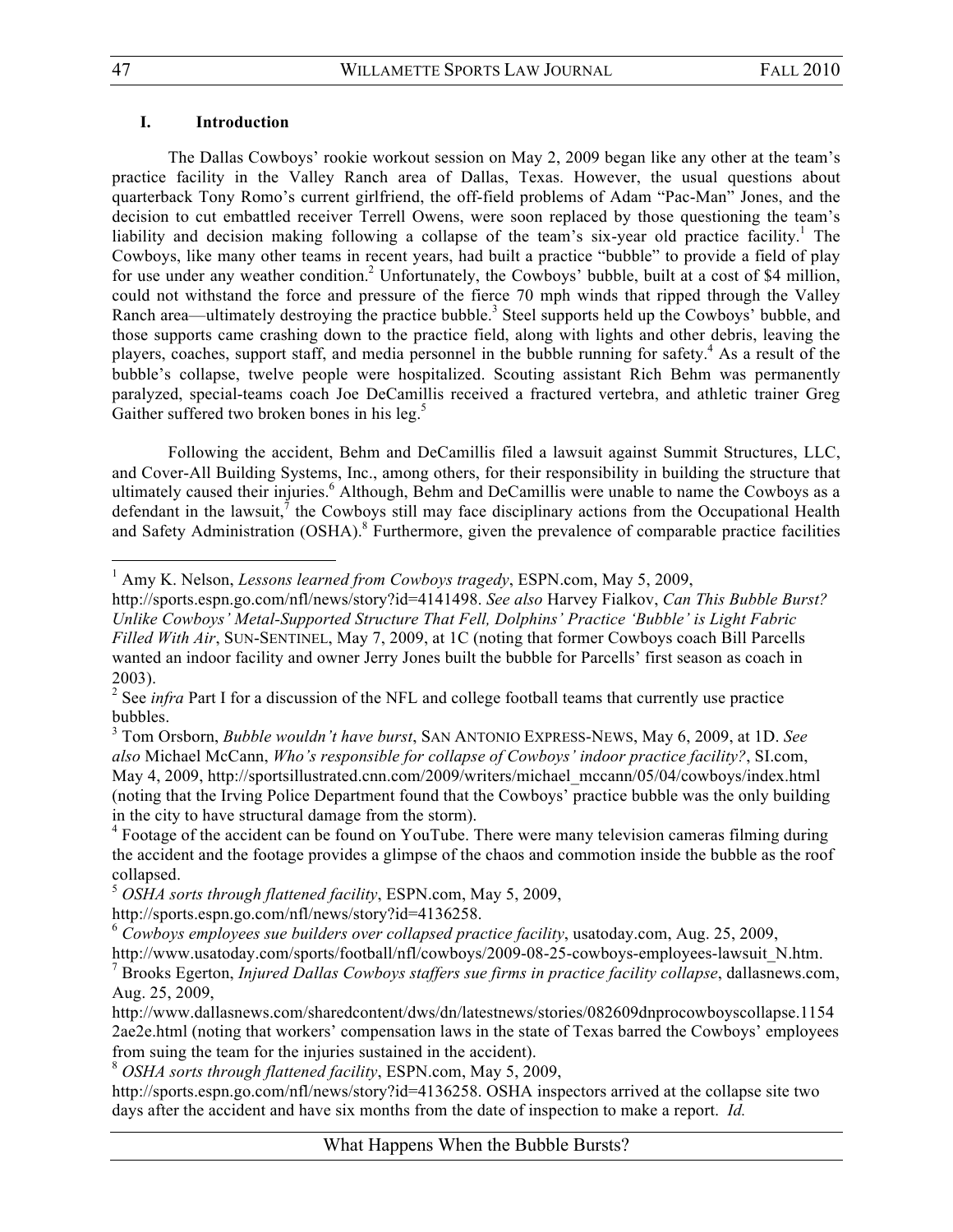## I. Introduction

The Dallas Cowboys' rookie workout session on May 2, 2009 began like any other at the team's practice facility in the Valley Ranch area of Dallas, Texas. However, the usual questions about quarterback Tony Romo's current girlfriend, the off-field problems of Adam "Pac-Man" Jones, and the decision to cut embattled receiver Terrell Owens, were soon replaced by those questioning the team's liability and decision making following a collapse of the team's six-year old practice facility.[1] The Cowboys, like many other teams in recent years, had built a practice "bubble" to provide a field of play for use under any weather condition.[2] Unfortunately, the Cowboys' bubble, built at a cost of $4 million, could not withstand the force and pressure of the fierce 70 mph winds that ripped through the Valley Ranch area—ultimately destroying the practice bubble.[3] Steel supports held up the Cowboys' bubble, and those supports came crashing down to the practice field, along with lights and other debris, leaving the players, coaches, support staff, and media personnel in the bubble running for safety.[4] As a result of the bubble's collapse, twelve people were hospitalized. Scouting assistant Rich Behm was permanently paralyzed, special-teams coach Joe DeCamillis received a fractured vertebra, and athletic trainer Greg Gaither suffered two broken bones in his leg.[5]

Following the accident, Behm and DeCamillis filed a lawsuit against Summit Structures, LLC, and Cover-All Building Systems, Inc., among others, for their responsibility in building the structure that ultimately caused their injuries.[6] Although, Behm and DeCamillis were unable to name the Cowboys as a defendant in the lawsuit,[7] the Cowboys still may face disciplinary actions from the Occupational Health and Safety Administration (OSHA).[8] Furthermore, given the prevalence of comparable practice facilities

---

[1] Amy K. Nelson, *Lessons learned from Cowboys tragedy*, ESPN.com, May 5, 2009, http://sports.espn.go.com/nfl/news/story?id=4141498. *See also* Harvey Fialkov, *Can This Bubble Burst? Unlike Cowboys' Metal-Supported Structure That Fell, Dolphins' Practice 'Bubble' is Light Fabric Filled With Air*, SUN-SENTINEL, May 7, 2009, at 1C (noting that former Cowboys coach Bill Parcells wanted an indoor facility and owner Jerry Jones built the bubble for Parcells' first season as coach in 2003).

[2] See *infra* Part I for a discussion of the NFL and college football teams that currently use practice bubbles.

[3] Tom Orsborn, *Bubble wouldn't have burst*, SAN ANTONIO EXPRESS-NEWS, May 6, 2009, at 1D. *See also* Michael McCann, *Who's responsible for collapse of Cowboys' indoor practice facility?*, SI.com, May 4, 2009, http://sportsillustrated.cnn.com/2009/writers/michael_mccann/05/04/cowboys/index.html (noting that the Irving Police Department found that the Cowboys' practice bubble was the only building in the city to have structural damage from the storm).

[4] Footage of the accident can be found on YouTube. There were many television cameras filming during the accident and the footage provides a glimpse of the chaos and commotion inside the bubble as the roof collapsed.

[5] *OSHA sorts through flattened facility*, ESPN.com, May 5, 2009, http://sports.espn.go.com/nfl/news/story?id=4136258.

[6] *Cowboys employees sue builders over collapsed practice facility*, usatoday.com, Aug. 25, 2009, http://www.usatoday.com/sports/football/nfl/cowboys/2009-08-25-cowboys-employees-lawsuit_N.htm.

[7] Brooks Egerton, *Injured Dallas Cowboys staffers sue firms in practice facility collapse*, dallasnews.com, Aug. 25, 2009, http://www.dallasnews.com/sharedcontent/dws/dn/latestnews/stories/082609dnprocowboyscollapse.11542ae2e.html (noting that workers' compensation laws in the state of Texas barred the Cowboys' employees from suing the team for the injuries sustained in the accident).

[8] *OSHA sorts through flattened facility*, ESPN.com, May 5, 2009, http://sports.espn.go.com/nfl/news/story?id=4136258. OSHA inspectors arrived at the collapse site two days after the accident and have six months from the date of inspection to make a report. *Id.*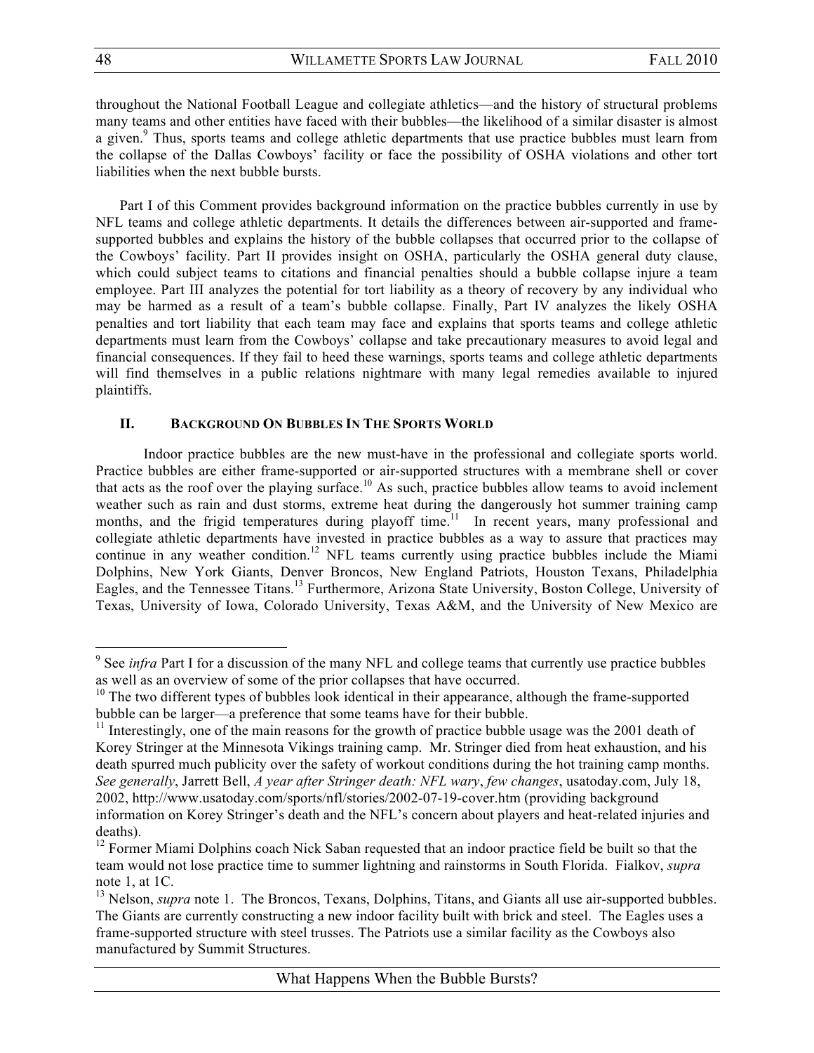throughout the National Football League and collegiate athletics—and the history of structural problems many teams and other entities have faced with their bubbles—the likelihood of a similar disaster is almost a given.[9] Thus, sports teams and college athletic departments that use practice bubbles must learn from the collapse of the Dallas Cowboys' facility or face the possibility of OSHA violations and other tort liabilities when the next bubble bursts.

Part I of this Comment provides background information on the practice bubbles currently in use by NFL teams and college athletic departments. It details the differences between air-supported and frame-supported bubbles and explains the history of the bubble collapses that occurred prior to the collapse of the Cowboys' facility. Part II provides insight on OSHA, particularly the OSHA general duty clause, which could subject teams to citations and financial penalties should a bubble collapse injure a team employee. Part III analyzes the potential for tort liability as a theory of recovery by any individual who may be harmed as a result of a team's bubble collapse. Finally, Part IV analyzes the likely OSHA penalties and tort liability that each team may face and explains that sports teams and college athletic departments must learn from the Cowboys' collapse and take precautionary measures to avoid legal and financial consequences. If they fail to heed these warnings, sports teams and college athletic departments will find themselves in a public relations nightmare with many legal remedies available to injured plaintiffs.

## II. BACKGROUND ON BUBBLES IN THE SPORTS WORLD

Indoor practice bubbles are the new must-have in the professional and collegiate sports world. Practice bubbles are either frame-supported or air-supported structures with a membrane shell or cover that acts as the roof over the playing surface.[10] As such, practice bubbles allow teams to avoid inclement weather such as rain and dust storms, extreme heat during the dangerously hot summer training camp months, and the frigid temperatures during playoff time.[11] In recent years, many professional and collegiate athletic departments have invested in practice bubbles as a way to assure that practices may continue in any weather condition.[12] NFL teams currently using practice bubbles include the Miami Dolphins, New York Giants, Denver Broncos, New England Patriots, Houston Texans, Philadelphia Eagles, and the Tennessee Titans.[13] Furthermore, Arizona State University, Boston College, University of Texas, University of Iowa, Colorado University, Texas A&M, and the University of New Mexico are

---

[9] See *infra* Part I for a discussion of the many NFL and college teams that currently use practice bubbles as well as an overview of some of the prior collapses that have occurred.

[10] The two different types of bubbles look identical in their appearance, although the frame-supported bubble can be larger—a preference that some teams have for their bubble.

[11] Interestingly, one of the main reasons for the growth of practice bubble usage was the 2001 death of Korey Stringer at the Minnesota Vikings training camp. Mr. Stringer died from heat exhaustion, and his death spurred much publicity over the safety of workout conditions during the hot training camp months. *See generally*, Jarrett Bell, *A year after Stringer death: NFL wary*, *few changes*, usatoday.com, July 18, 2002, http://www.usatoday.com/sports/nfl/stories/2002-07-19-cover.htm (providing background information on Korey Stringer's death and the NFL's concern about players and heat-related injuries and deaths).

[12] Former Miami Dolphins coach Nick Saban requested that an indoor practice field be built so that the team would not lose practice time to summer lightning and rainstorms in South Florida. Fialkov, *supra* note 1, at 1C.

[13] Nelson, *supra* note 1. The Broncos, Texans, Dolphins, Titans, and Giants all use air-supported bubbles. The Giants are currently constructing a new indoor facility built with brick and steel. The Eagles uses a frame-supported structure with steel trusses. The Patriots use a similar facility as the Cowboys also manufactured by Summit Structures.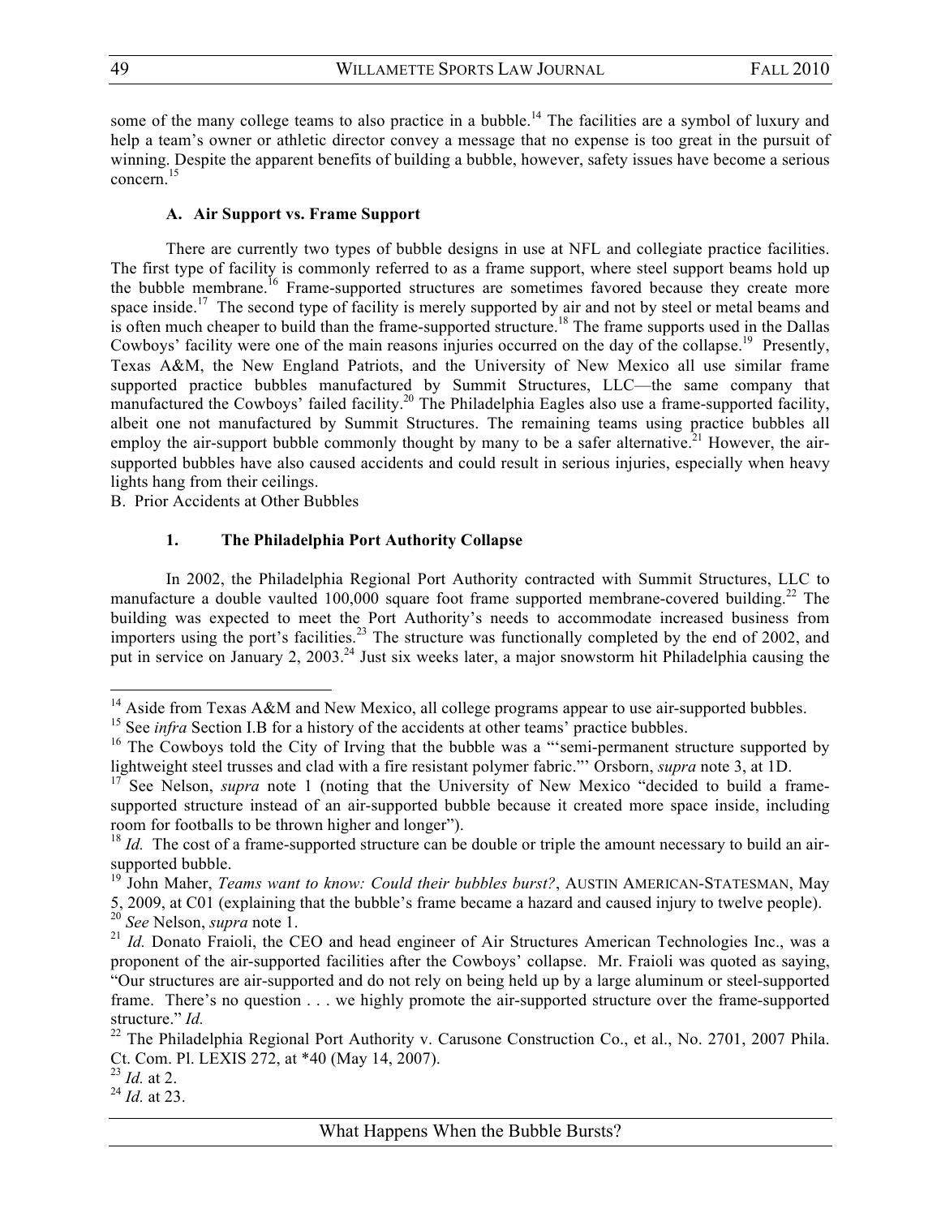some of the many college teams to also practice in a bubble.[14] The facilities are a symbol of luxury and help a team's owner or athletic director convey a message that no expense is too great in the pursuit of winning. Despite the apparent benefits of building a bubble, however, safety issues have become a serious concern.[15]

### A. Air Support vs. Frame Support

There are currently two types of bubble designs in use at NFL and collegiate practice facilities. The first type of facility is commonly referred to as a frame support, where steel support beams hold up the bubble membrane.[16] Frame-supported structures are sometimes favored because they create more space inside.[17] The second type of facility is merely supported by air and not by steel or metal beams and is often much cheaper to build than the frame-supported structure.[18] The frame supports used in the Dallas Cowboys' facility were one of the main reasons injuries occurred on the day of the collapse.[19] Presently, Texas A&M, the New England Patriots, and the University of New Mexico all use similar frame supported practice bubbles manufactured by Summit Structures, LLC—the same company that manufactured the Cowboys' failed facility.[20] The Philadelphia Eagles also use a frame-supported facility, albeit one not manufactured by Summit Structures. The remaining teams using practice bubbles all employ the air-support bubble commonly thought by many to be a safer alternative.[21] However, the air-supported bubbles have also caused accidents and could result in serious injuries, especially when heavy lights hang from their ceilings.

B. Prior Accidents at Other Bubbles

#### 1. The Philadelphia Port Authority Collapse

In 2002, the Philadelphia Regional Port Authority contracted with Summit Structures, LLC to manufacture a double vaulted 100,000 square foot frame supported membrane-covered building.[22] The building was expected to meet the Port Authority's needs to accommodate increased business from importers using the port's facilities.[23] The structure was functionally completed by the end of 2002, and put in service on January 2, 2003.[24] Just six weeks later, a major snowstorm hit Philadelphia causing the

---

[14] Aside from Texas A&M and New Mexico, all college programs appear to use air-supported bubbles.

[15] See *infra* Section I.B for a history of the accidents at other teams' practice bubbles.

[16] The Cowboys told the City of Irving that the bubble was a "'semi-permanent structure supported by lightweight steel trusses and clad with a fire resistant polymer fabric."' Orsborn, *supra* note 3, at 1D.

[17] See Nelson, *supra* note 1 (noting that the University of New Mexico "decided to build a frame-supported structure instead of an air-supported bubble because it created more space inside, including room for footballs to be thrown higher and longer").

[18] *Id.* The cost of a frame-supported structure can be double or triple the amount necessary to build an air-supported bubble.

[19] John Maher, *Teams want to know: Could their bubbles burst?*, AUSTIN AMERICAN-STATESMAN, May 5, 2009, at C01 (explaining that the bubble's frame became a hazard and caused injury to twelve people).

[20] *See* Nelson, *supra* note 1.

[21] *Id.* Donato Fraioli, the CEO and head engineer of Air Structures American Technologies Inc., was a proponent of the air-supported facilities after the Cowboys' collapse. Mr. Fraioli was quoted as saying, "Our structures are air-supported and do not rely on being held up by a large aluminum or steel-supported frame. There's no question . . . we highly promote the air-supported structure over the frame-supported structure." *Id.*

[22] The Philadelphia Regional Port Authority v. Carusone Construction Co., et al., No. 2701, 2007 Phila. Ct. Com. Pl. LEXIS 272, at *40 (May 14, 2007).

[23] *Id.* at 2.

[24] *Id.* at 23.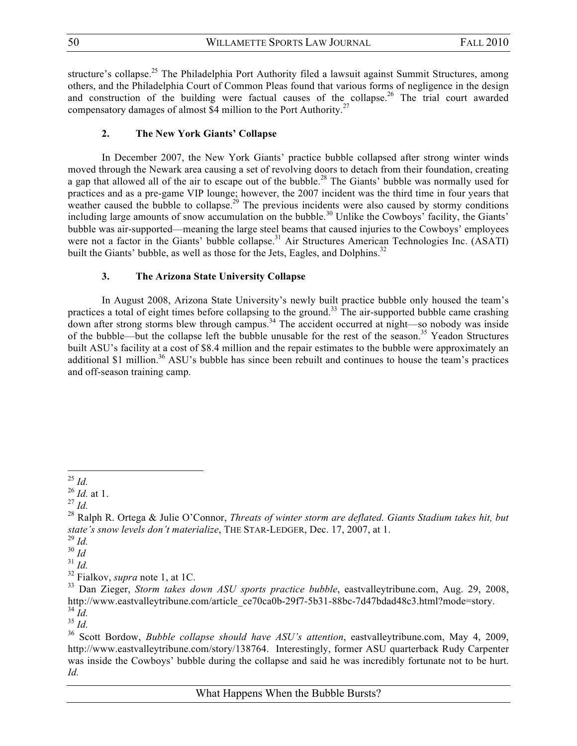structure's collapse.[25] The Philadelphia Port Authority filed a lawsuit against Summit Structures, among others, and the Philadelphia Court of Common Pleas found that various forms of negligence in the design and construction of the building were factual causes of the collapse.[26] The trial court awarded compensatory damages of almost $4 million to the Port Authority.[27]

### 2. The New York Giants' Collapse

In December 2007, the New York Giants' practice bubble collapsed after strong winter winds moved through the Newark area causing a set of revolving doors to detach from their foundation, creating a gap that allowed all of the air to escape out of the bubble.[28] The Giants' bubble was normally used for practices and as a pre-game VIP lounge; however, the 2007 incident was the third time in four years that weather caused the bubble to collapse.[29] The previous incidents were also caused by stormy conditions including large amounts of snow accumulation on the bubble.[30] Unlike the Cowboys' facility, the Giants' bubble was air-supported—meaning the large steel beams that caused injuries to the Cowboys' employees were not a factor in the Giants' bubble collapse.[31] Air Structures American Technologies Inc. (ASATI) built the Giants' bubble, as well as those for the Jets, Eagles, and Dolphins.[32]

### 3. The Arizona State University Collapse

In August 2008, Arizona State University's newly built practice bubble only housed the team's practices a total of eight times before collapsing to the ground.[33] The air-supported bubble came crashing down after strong storms blew through campus.[34] The accident occurred at night—so nobody was inside of the bubble—but the collapse left the bubble unusable for the rest of the season.[35] Yeadon Structures built ASU's facility at a cost of $8.4 million and the repair estimates to the bubble were approximately an additional $1 million.[36] ASU's bubble has since been rebuilt and continues to house the team's practices and off-season training camp.

---

[25] *Id.*

[26] *Id.* at 1.

[27] *Id.*

[28] Ralph R. Ortega & Julie O'Connor, *Threats of winter storm are deflated. Giants Stadium takes hit, but state's snow levels don't materialize*, THE STAR-LEDGER, Dec. 17, 2007, at 1.

[29] *Id.*

[30] *Id*

[31] *Id.*

[32] Fialkov, *supra* note 1, at 1C.

[33] Dan Zieger, *Storm takes down ASU sports practice bubble*, eastvalleytribune.com, Aug. 29, 2008, http://www.eastvalleytribune.com/article_ce70ca0b-29f7-5b31-88bc-7d47bdad48c3.html?mode=story.

[34] *Id.*

[35] *Id.*

[36] Scott Bordow, *Bubble collapse should have ASU's attention*, eastvalleytribune.com, May 4, 2009, http://www.eastvalleytribune.com/story/138764. Interestingly, former ASU quarterback Rudy Carpenter was inside the Cowboys' bubble during the collapse and said he was incredibly fortunate not to be hurt. *Id.*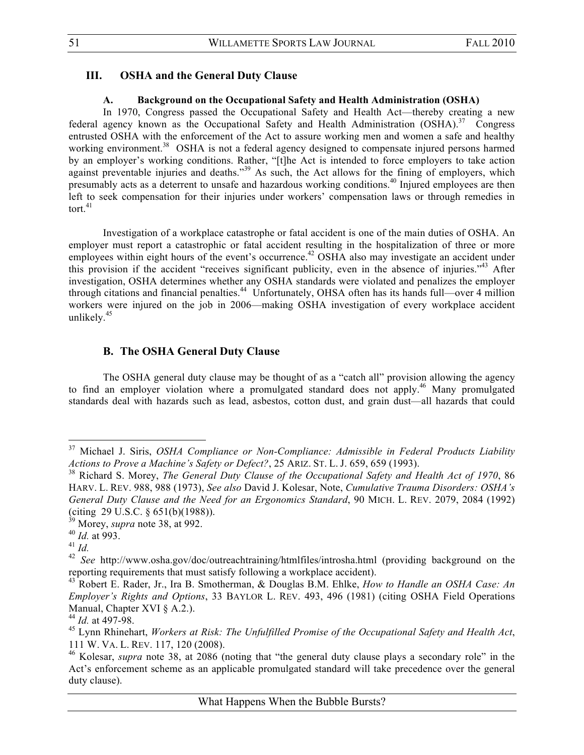## III. OSHA and the General Duty Clause

### A. Background on the Occupational Safety and Health Administration (OSHA)

In 1970, Congress passed the Occupational Safety and Health Act—thereby creating a new federal agency known as the Occupational Safety and Health Administration (OSHA).[37] Congress entrusted OSHA with the enforcement of the Act to assure working men and women a safe and healthy working environment.[38] OSHA is not a federal agency designed to compensate injured persons harmed by an employer's working conditions. Rather, "[t]he Act is intended to force employers to take action against preventable injuries and deaths."[39] As such, the Act allows for the fining of employers, which presumably acts as a deterrent to unsafe and hazardous working conditions.[40] Injured employees are then left to seek compensation for their injuries under workers' compensation laws or through remedies in tort.[41]

Investigation of a workplace catastrophe or fatal accident is one of the main duties of OSHA. An employer must report a catastrophic or fatal accident resulting in the hospitalization of three or more employees within eight hours of the event's occurrence.[42] OSHA also may investigate an accident under this provision if the accident "receives significant publicity, even in the absence of injuries."[43] After investigation, OSHA determines whether any OSHA standards were violated and penalizes the employer through citations and financial penalties.[44] Unfortunately, OHSA often has its hands full—over 4 million workers were injured on the job in 2006—making OSHA investigation of every workplace accident unlikely.[45]

### B. The OSHA General Duty Clause

The OSHA general duty clause may be thought of as a "catch all" provision allowing the agency to find an employer violation where a promulgated standard does not apply.[46] Many promulgated standards deal with hazards such as lead, asbestos, cotton dust, and grain dust—all hazards that could

---

[37] Michael J. Siris, *OSHA Compliance or Non-Compliance: Admissible in Federal Products Liability Actions to Prove a Machine's Safety or Defect?*, 25 ARIZ. ST. L. J. 659, 659 (1993).

[38] Richard S. Morey, *The General Duty Clause of the Occupational Safety and Health Act of 1970*, 86 HARV. L. REV. 988, 988 (1973), *See also* David J. Kolesar, Note, *Cumulative Trauma Disorders: OSHA's General Duty Clause and the Need for an Ergonomics Standard*, 90 MICH. L. REV. 2079, 2084 (1992) (citing 29 U.S.C. § 651(b)(1988)).

[39] Morey, *supra* note 38, at 992.

[40] *Id.* at 993.

[41] *Id.*

[42] *See* http://www.osha.gov/doc/outreachtraining/htmlfiles/introsha.html (providing background on the reporting requirements that must satisfy following a workplace accident).

[43] Robert E. Rader, Jr., Ira B. Smotherman, & Douglas B.M. Ehlke, *How to Handle an OSHA Case: An Employer's Rights and Options*, 33 BAYLOR L. REV. 493, 496 (1981) (citing OSHA Field Operations Manual, Chapter XVI § A.2.).

[44] *Id.* at 497-98.

[45] Lynn Rhinehart, *Workers at Risk: The Unfulfilled Promise of the Occupational Safety and Health Act*, 111 W. VA. L. REV. 117, 120 (2008).

[46] Kolesar, *supra* note 38, at 2086 (noting that "the general duty clause plays a secondary role" in the Act's enforcement scheme as an applicable promulgated standard will take precedence over the general duty clause).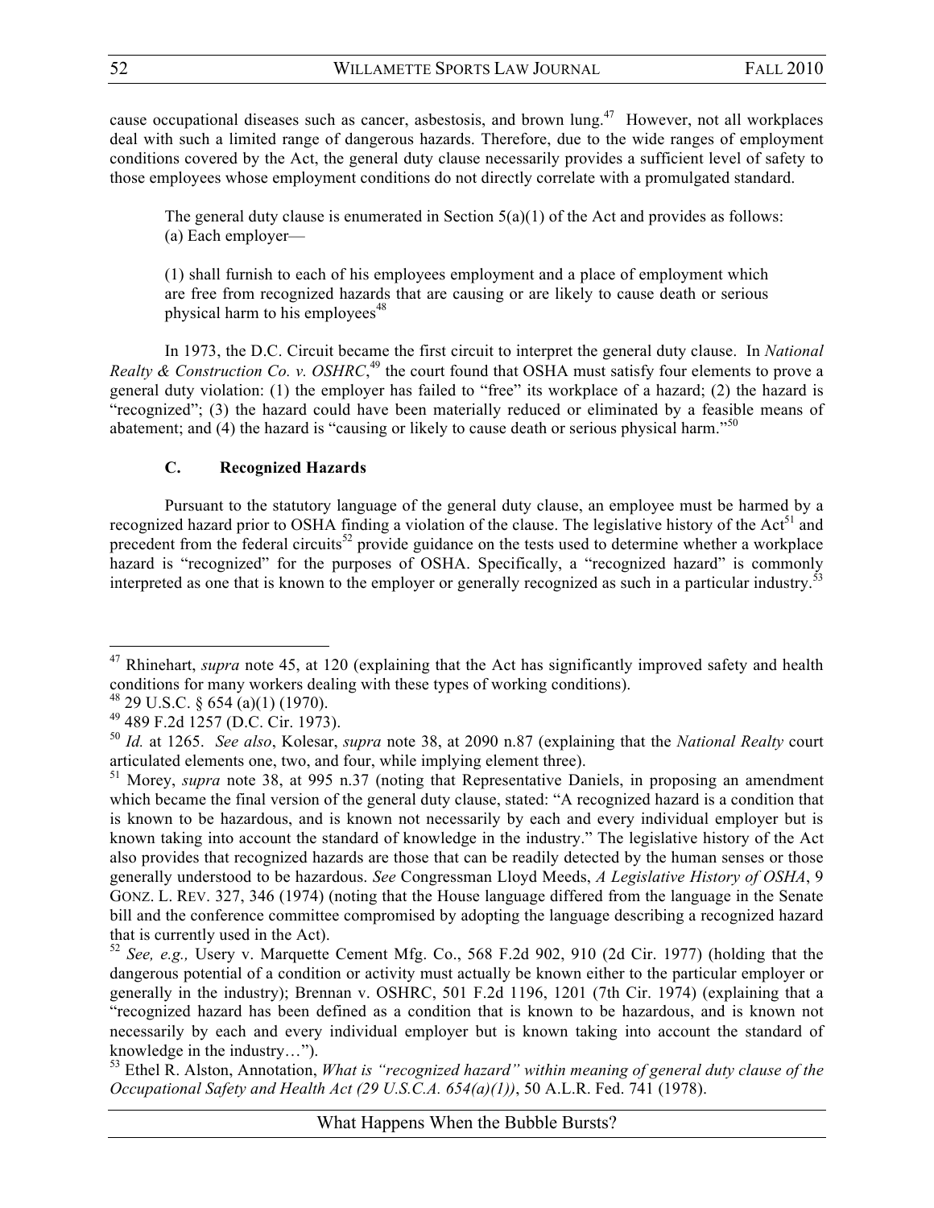cause occupational diseases such as cancer, asbestosis, and brown lung.[47] However, not all workplaces deal with such a limited range of dangerous hazards. Therefore, due to the wide ranges of employment conditions covered by the Act, the general duty clause necessarily provides a sufficient level of safety to those employees whose employment conditions do not directly correlate with a promulgated standard.

> The general duty clause is enumerated in Section 5(a)(1) of the Act and provides as follows:
> (a) Each employer—
>
> (1) shall furnish to each of his employees employment and a place of employment which are free from recognized hazards that are causing or are likely to cause death or serious physical harm to his employees[48]

In 1973, the D.C. Circuit became the first circuit to interpret the general duty clause. In *National Realty & Construction Co. v. OSHRC*,[49] the court found that OSHA must satisfy four elements to prove a general duty violation: (1) the employer has failed to "free" its workplace of a hazard; (2) the hazard is "recognized"; (3) the hazard could have been materially reduced or eliminated by a feasible means of abatement; and (4) the hazard is "causing or likely to cause death or serious physical harm."[50]

### C. Recognized Hazards

Pursuant to the statutory language of the general duty clause, an employee must be harmed by a recognized hazard prior to OSHA finding a violation of the clause. The legislative history of the Act[51] and precedent from the federal circuits[52] provide guidance on the tests used to determine whether a workplace hazard is "recognized" for the purposes of OSHA. Specifically, a "recognized hazard" is commonly interpreted as one that is known to the employer or generally recognized as such in a particular industry.[53]

---

[47] Rhinehart, *supra* note 45, at 120 (explaining that the Act has significantly improved safety and health conditions for many workers dealing with these types of working conditions).

[48] 29 U.S.C. § 654 (a)(1) (1970).

[49] 489 F.2d 1257 (D.C. Cir. 1973).

[50] *Id.* at 1265. *See also*, Kolesar, *supra* note 38, at 2090 n.87 (explaining that the *National Realty* court articulated elements one, two, and four, while implying element three).

[51] Morey, *supra* note 38, at 995 n.37 (noting that Representative Daniels, in proposing an amendment which became the final version of the general duty clause, stated: "A recognized hazard is a condition that is known to be hazardous, and is known not necessarily by each and every individual employer but is known taking into account the standard of knowledge in the industry." The legislative history of the Act also provides that recognized hazards are those that can be readily detected by the human senses or those generally understood to be hazardous. *See* Congressman Lloyd Meeds, *A Legislative History of OSHA*, 9 GONZ. L. REV. 327, 346 (1974) (noting that the House language differed from the language in the Senate bill and the conference committee compromised by adopting the language describing a recognized hazard that is currently used in the Act).

[52] *See, e.g.,* Usery v. Marquette Cement Mfg. Co., 568 F.2d 902, 910 (2d Cir. 1977) (holding that the dangerous potential of a condition or activity must actually be known either to the particular employer or generally in the industry); Brennan v. OSHRC, 501 F.2d 1196, 1201 (7th Cir. 1974) (explaining that a "recognized hazard has been defined as a condition that is known to be hazardous, and is known not necessarily by each and every individual employer but is known taking into account the standard of knowledge in the industry…").

[53] Ethel R. Alston, Annotation, *What is "recognized hazard" within meaning of general duty clause of the Occupational Safety and Health Act (29 U.S.C.A. 654(a)(1))*, 50 A.L.R. Fed. 741 (1978).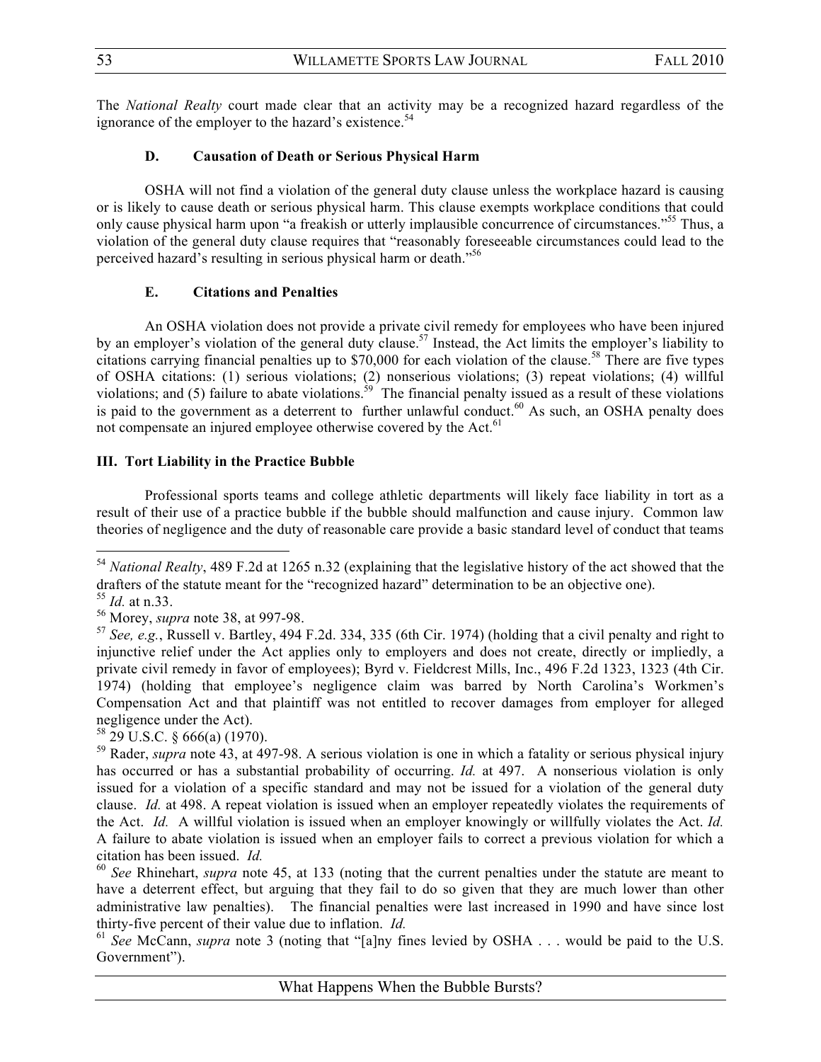The *National Realty* court made clear that an activity may be a recognized hazard regardless of the ignorance of the employer to the hazard's existence.[54]

### D. Causation of Death or Serious Physical Harm

OSHA will not find a violation of the general duty clause unless the workplace hazard is causing or is likely to cause death or serious physical harm. This clause exempts workplace conditions that could only cause physical harm upon "a freakish or utterly implausible concurrence of circumstances."[55] Thus, a violation of the general duty clause requires that "reasonably foreseeable circumstances could lead to the perceived hazard's resulting in serious physical harm or death."[56]

### E. Citations and Penalties

An OSHA violation does not provide a private civil remedy for employees who have been injured by an employer's violation of the general duty clause.[57] Instead, the Act limits the employer's liability to citations carrying financial penalties up to $70,000 for each violation of the clause.[58] There are five types of OSHA citations: (1) serious violations; (2) nonserious violations; (3) repeat violations; (4) willful violations; and (5) failure to abate violations.[59] The financial penalty issued as a result of these violations is paid to the government as a deterrent to further unlawful conduct.[60] As such, an OSHA penalty does not compensate an injured employee otherwise covered by the Act.[61]

## III. Tort Liability in the Practice Bubble

Professional sports teams and college athletic departments will likely face liability in tort as a result of their use of a practice bubble if the bubble should malfunction and cause injury. Common law theories of negligence and the duty of reasonable care provide a basic standard level of conduct that teams

---

[54] *National Realty*, 489 F.2d at 1265 n.32 (explaining that the legislative history of the act showed that the drafters of the statute meant for the "recognized hazard" determination to be an objective one).

[55] *Id.* at n.33.

[56] Morey, *supra* note 38, at 997-98.

[57] *See, e.g.*, Russell v. Bartley, 494 F.2d. 334, 335 (6th Cir. 1974) (holding that a civil penalty and right to injunctive relief under the Act applies only to employers and does not create, directly or impliedly, a private civil remedy in favor of employees); Byrd v. Fieldcrest Mills, Inc., 496 F.2d 1323, 1323 (4th Cir. 1974) (holding that employee's negligence claim was barred by North Carolina's Workmen's Compensation Act and that plaintiff was not entitled to recover damages from employer for alleged negligence under the Act).

[58] 29 U.S.C. § 666(a) (1970).

[59] Rader, *supra* note 43, at 497-98. A serious violation is one in which a fatality or serious physical injury has occurred or has a substantial probability of occurring. *Id.* at 497. A nonserious violation is only issued for a violation of a specific standard and may not be issued for a violation of the general duty clause. *Id.* at 498. A repeat violation is issued when an employer repeatedly violates the requirements of the Act. *Id.* A willful violation is issued when an employer knowingly or willfully violates the Act. *Id.* A failure to abate violation is issued when an employer fails to correct a previous violation for which a citation has been issued. *Id.*

[60] *See* Rhinehart, *supra* note 45, at 133 (noting that the current penalties under the statute are meant to have a deterrent effect, but arguing that they fail to do so given that they are much lower than other administrative law penalties). The financial penalties were last increased in 1990 and have since lost thirty-five percent of their value due to inflation. *Id.*

[61] *See* McCann, *supra* note 3 (noting that "[a]ny fines levied by OSHA . . . would be paid to the U.S. Government").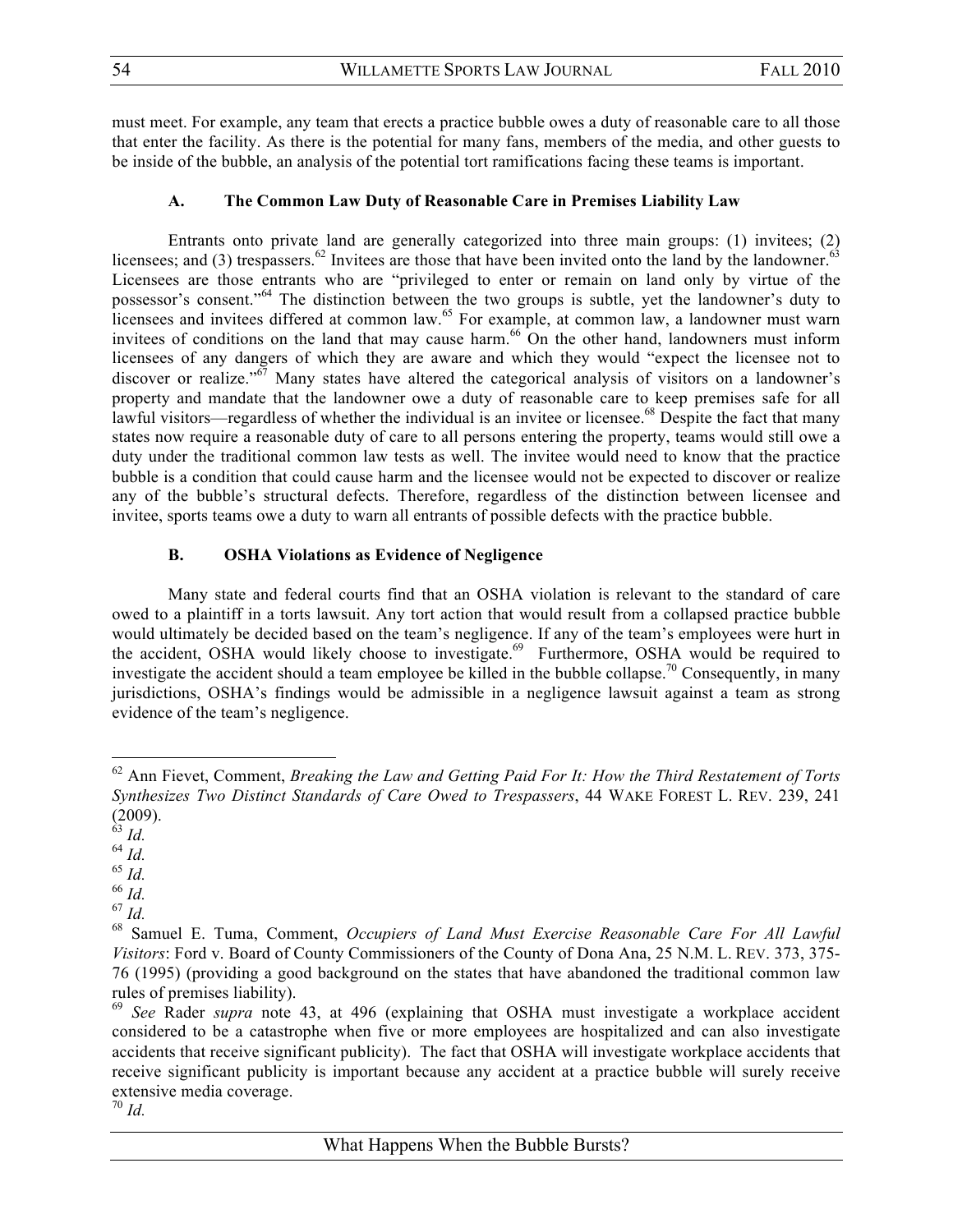must meet. For example, any team that erects a practice bubble owes a duty of reasonable care to all those that enter the facility. As there is the potential for many fans, members of the media, and other guests to be inside of the bubble, an analysis of the potential tort ramifications facing these teams is important.

### A. The Common Law Duty of Reasonable Care in Premises Liability Law

Entrants onto private land are generally categorized into three main groups: (1) invitees; (2) licensees; and (3) trespassers.[62] Invitees are those that have been invited onto the land by the landowner.[63] Licensees are those entrants who are "privileged to enter or remain on land only by virtue of the possessor's consent."[64] The distinction between the two groups is subtle, yet the landowner's duty to licensees and invitees differed at common law.[65] For example, at common law, a landowner must warn invitees of conditions on the land that may cause harm.[66] On the other hand, landowners must inform licensees of any dangers of which they are aware and which they would "expect the licensee not to discover or realize."[67] Many states have altered the categorical analysis of visitors on a landowner's property and mandate that the landowner owe a duty of reasonable care to keep premises safe for all lawful visitors—regardless of whether the individual is an invitee or licensee.[68] Despite the fact that many states now require a reasonable duty of care to all persons entering the property, teams would still owe a duty under the traditional common law tests as well. The invitee would need to know that the practice bubble is a condition that could cause harm and the licensee would not be expected to discover or realize any of the bubble's structural defects. Therefore, regardless of the distinction between licensee and invitee, sports teams owe a duty to warn all entrants of possible defects with the practice bubble.

### B. OSHA Violations as Evidence of Negligence

Many state and federal courts find that an OSHA violation is relevant to the standard of care owed to a plaintiff in a torts lawsuit. Any tort action that would result from a collapsed practice bubble would ultimately be decided based on the team's negligence. If any of the team's employees were hurt in the accident, OSHA would likely choose to investigate.[69] Furthermore, OSHA would be required to investigate the accident should a team employee be killed in the bubble collapse.[70] Consequently, in many jurisdictions, OSHA's findings would be admissible in a negligence lawsuit against a team as strong evidence of the team's negligence.

---

[62] Ann Fievet, Comment, *Breaking the Law and Getting Paid For It: How the Third Restatement of Torts Synthesizes Two Distinct Standards of Care Owed to Trespassers*, 44 WAKE FOREST L. REV. 239, 241 (2009).

[63] *Id.*

[64] *Id.*

[65] *Id.*

[66] *Id.*

[67] *Id.*

[68] Samuel E. Tuma, Comment, *Occupiers of Land Must Exercise Reasonable Care For All Lawful Visitors*: Ford v. Board of County Commissioners of the County of Dona Ana, 25 N.M. L. REV. 373, 375-76 (1995) (providing a good background on the states that have abandoned the traditional common law rules of premises liability).

[69] *See* Rader *supra* note 43, at 496 (explaining that OSHA must investigate a workplace accident considered to be a catastrophe when five or more employees are hospitalized and can also investigate accidents that receive significant publicity). The fact that OSHA will investigate workplace accidents that receive significant publicity is important because any accident at a practice bubble will surely receive extensive media coverage.

[70] *Id.*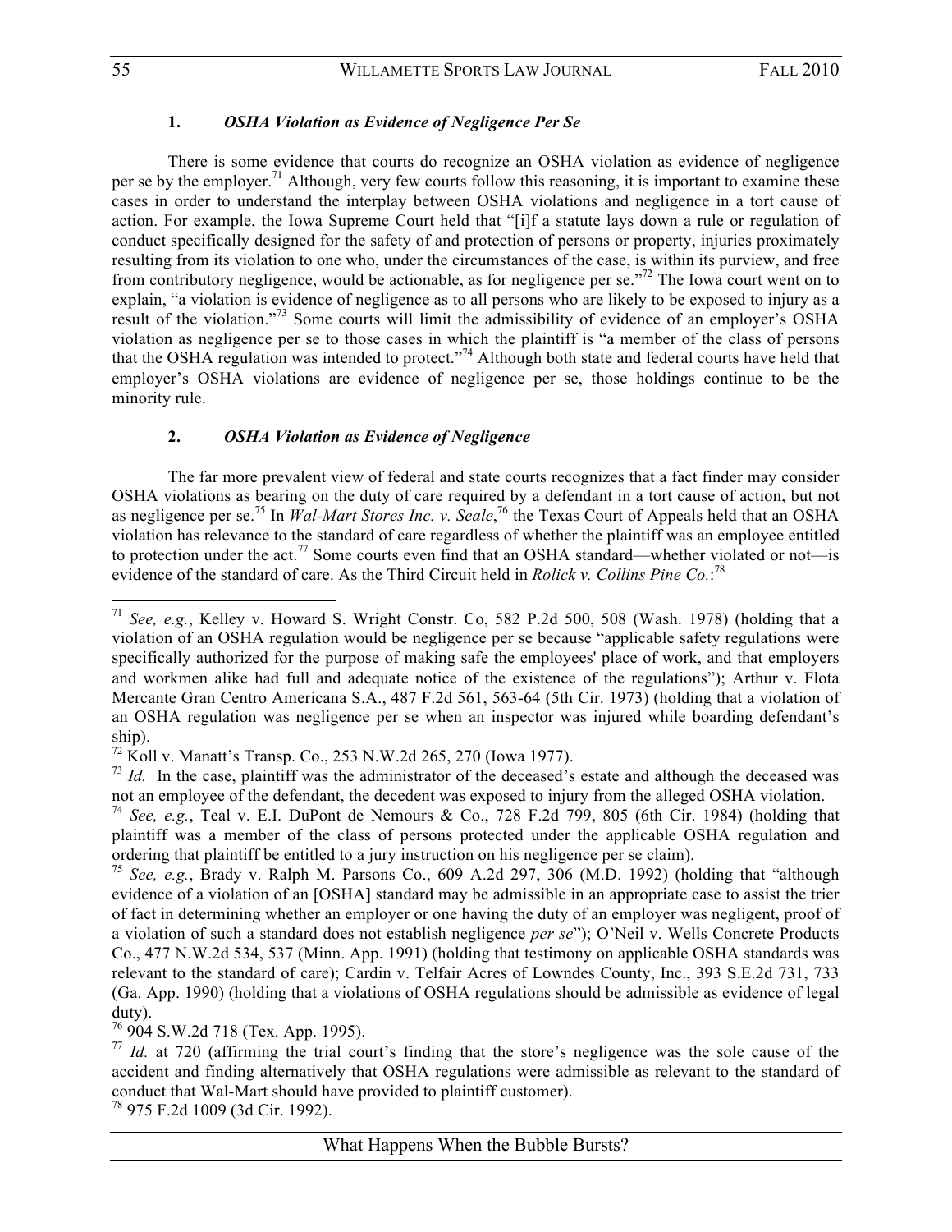### 1. *OSHA Violation as Evidence of Negligence Per Se*

There is some evidence that courts do recognize an OSHA violation as evidence of negligence per se by the employer.[71] Although, very few courts follow this reasoning, it is important to examine these cases in order to understand the interplay between OSHA violations and negligence in a tort cause of action. For example, the Iowa Supreme Court held that "[i]f a statute lays down a rule or regulation of conduct specifically designed for the safety of and protection of persons or property, injuries proximately resulting from its violation to one who, under the circumstances of the case, is within its purview, and free from contributory negligence, would be actionable, as for negligence per se."[72] The Iowa court went on to explain, "a violation is evidence of negligence as to all persons who are likely to be exposed to injury as a result of the violation."[73] Some courts will limit the admissibility of evidence of an employer's OSHA violation as negligence per se to those cases in which the plaintiff is "a member of the class of persons that the OSHA regulation was intended to protect."[74] Although both state and federal courts have held that employer's OSHA violations are evidence of negligence per se, those holdings continue to be the minority rule.

### 2. *OSHA Violation as Evidence of Negligence*

The far more prevalent view of federal and state courts recognizes that a fact finder may consider OSHA violations as bearing on the duty of care required by a defendant in a tort cause of action, but not as negligence per se.[75] In *Wal-Mart Stores Inc. v. Seale*,[76] the Texas Court of Appeals held that an OSHA violation has relevance to the standard of care regardless of whether the plaintiff was an employee entitled to protection under the act.[77] Some courts even find that an OSHA standard—whether violated or not—is evidence of the standard of care. As the Third Circuit held in *Rolick v. Collins Pine Co.*:[78]

---

[71] *See, e.g.*, Kelley v. Howard S. Wright Constr. Co, 582 P.2d 500, 508 (Wash. 1978) (holding that a violation of an OSHA regulation would be negligence per se because "applicable safety regulations were specifically authorized for the purpose of making safe the employees' place of work, and that employers and workmen alike had full and adequate notice of the existence of the regulations"); Arthur v. Flota Mercante Gran Centro Americana S.A., 487 F.2d 561, 563-64 (5th Cir. 1973) (holding that a violation of an OSHA regulation was negligence per se when an inspector was injured while boarding defendant's ship).

[72] Koll v. Manatt's Transp. Co., 253 N.W.2d 265, 270 (Iowa 1977).

[73] *Id.* In the case, plaintiff was the administrator of the deceased's estate and although the deceased was not an employee of the defendant, the decedent was exposed to injury from the alleged OSHA violation.

[74] *See, e.g.*, Teal v. E.I. DuPont de Nemours & Co., 728 F.2d 799, 805 (6th Cir. 1984) (holding that plaintiff was a member of the class of persons protected under the applicable OSHA regulation and ordering that plaintiff be entitled to a jury instruction on his negligence per se claim).

[75] *See, e.g.*, Brady v. Ralph M. Parsons Co., 609 A.2d 297, 306 (M.D. 1992) (holding that "although evidence of a violation of an [OSHA] standard may be admissible in an appropriate case to assist the trier of fact in determining whether an employer or one having the duty of an employer was negligent, proof of a violation of such a standard does not establish negligence *per se*"); O'Neil v. Wells Concrete Products Co., 477 N.W.2d 534, 537 (Minn. App. 1991) (holding that testimony on applicable OSHA standards was relevant to the standard of care); Cardin v. Telfair Acres of Lowndes County, Inc., 393 S.E.2d 731, 733 (Ga. App. 1990) (holding that a violations of OSHA regulations should be admissible as evidence of legal duty).

[76] 904 S.W.2d 718 (Tex. App. 1995).

[77] *Id.* at 720 (affirming the trial court's finding that the store's negligence was the sole cause of the accident and finding alternatively that OSHA regulations were admissible as relevant to the standard of conduct that Wal-Mart should have provided to plaintiff customer).

[78] 975 F.2d 1009 (3d Cir. 1992).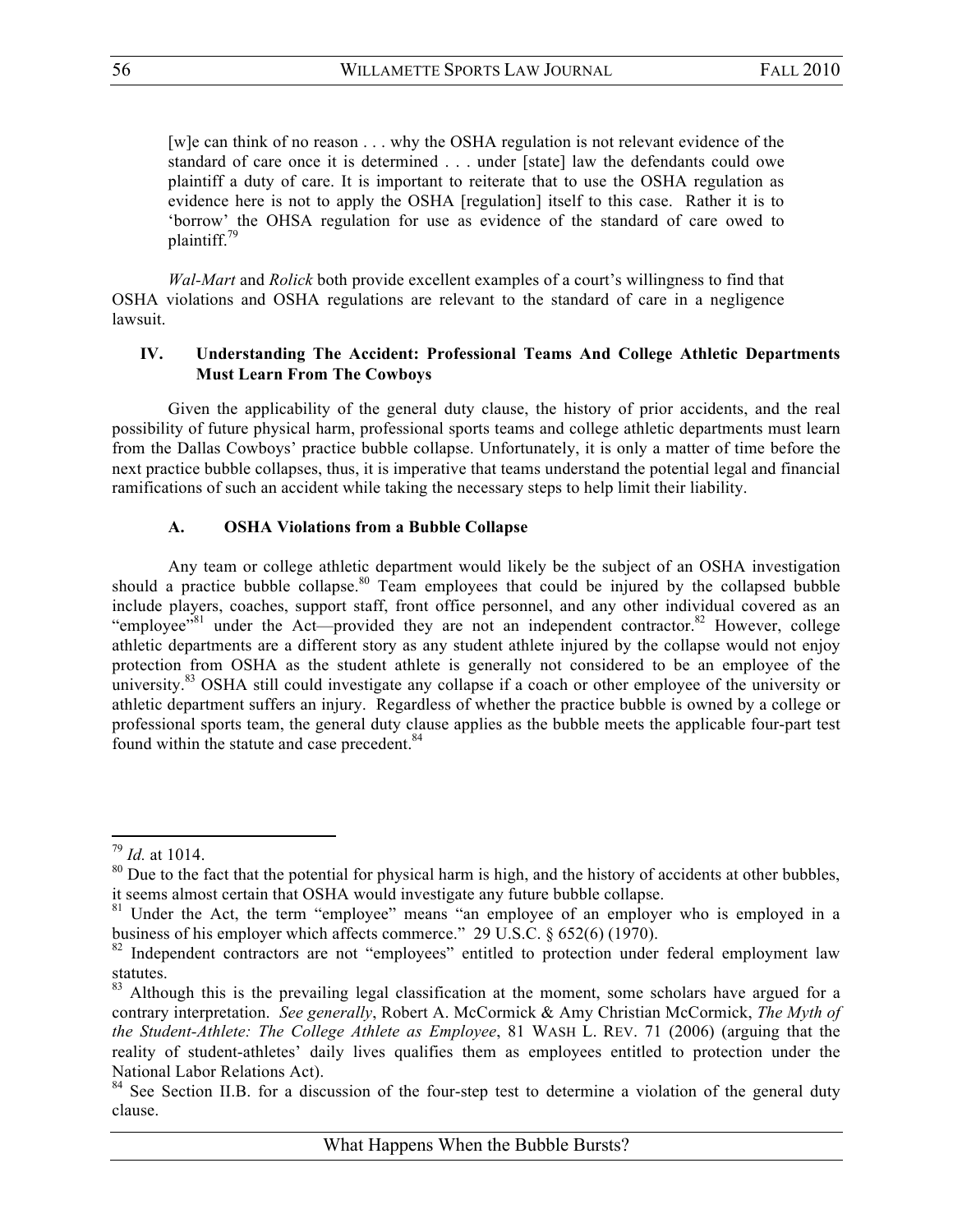> [w]e can think of no reason . . . why the OSHA regulation is not relevant evidence of the standard of care once it is determined . . . under [state] law the defendants could owe plaintiff a duty of care. It is important to reiterate that to use the OSHA regulation as evidence here is not to apply the OSHA [regulation] itself to this case. Rather it is to 'borrow' the OHSA regulation for use as evidence of the standard of care owed to plaintiff.[79]

*Wal-Mart* and *Rolick* both provide excellent examples of a court's willingness to find that OSHA violations and OSHA regulations are relevant to the standard of care in a negligence lawsuit.

## IV. Understanding The Accident: Professional Teams And College Athletic Departments Must Learn From The Cowboys

Given the applicability of the general duty clause, the history of prior accidents, and the real possibility of future physical harm, professional sports teams and college athletic departments must learn from the Dallas Cowboys' practice bubble collapse. Unfortunately, it is only a matter of time before the next practice bubble collapses, thus, it is imperative that teams understand the potential legal and financial ramifications of such an accident while taking the necessary steps to help limit their liability.

### A. OSHA Violations from a Bubble Collapse

Any team or college athletic department would likely be the subject of an OSHA investigation should a practice bubble collapse.[80] Team employees that could be injured by the collapsed bubble include players, coaches, support staff, front office personnel, and any other individual covered as an "employee"[81] under the Act—provided they are not an independent contractor.[82] However, college athletic departments are a different story as any student athlete injured by the collapse would not enjoy protection from OSHA as the student athlete is generally not considered to be an employee of the university.[83] OSHA still could investigate any collapse if a coach or other employee of the university or athletic department suffers an injury. Regardless of whether the practice bubble is owned by a college or professional sports team, the general duty clause applies as the bubble meets the applicable four-part test found within the statute and case precedent.[84]

---

[79] *Id.* at 1014.

[80] Due to the fact that the potential for physical harm is high, and the history of accidents at other bubbles, it seems almost certain that OSHA would investigate any future bubble collapse.

[81] Under the Act, the term "employee" means "an employee of an employer who is employed in a business of his employer which affects commerce." 29 U.S.C. § 652(6) (1970).

[82] Independent contractors are not "employees" entitled to protection under federal employment law statutes.

[83] Although this is the prevailing legal classification at the moment, some scholars have argued for a contrary interpretation. *See generally*, Robert A. McCormick & Amy Christian McCormick, *The Myth of the Student-Athlete: The College Athlete as Employee*, 81 WASH L. REV. 71 (2006) (arguing that the reality of student-athletes' daily lives qualifies them as employees entitled to protection under the National Labor Relations Act).

[84] See Section II.B. for a discussion of the four-step test to determine a violation of the general duty clause.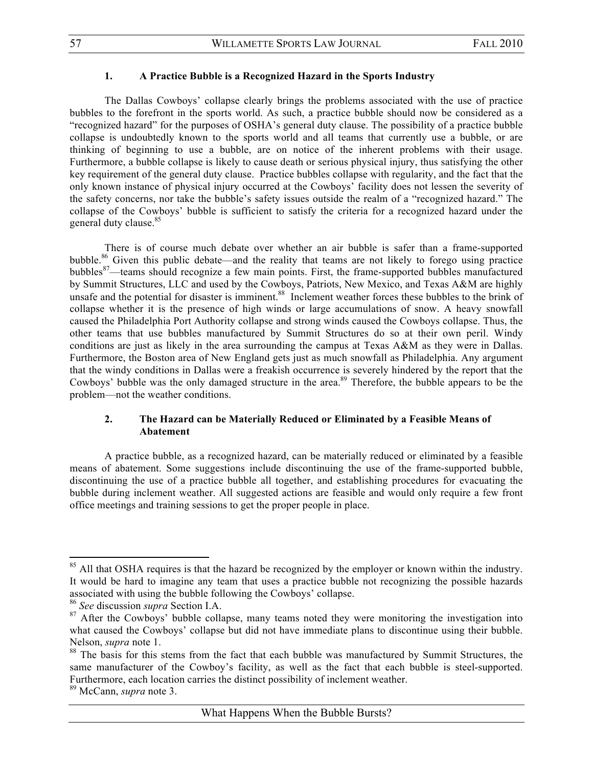#### 1. A Practice Bubble is a Recognized Hazard in the Sports Industry

The Dallas Cowboys' collapse clearly brings the problems associated with the use of practice bubbles to the forefront in the sports world. As such, a practice bubble should now be considered as a "recognized hazard" for the purposes of OSHA's general duty clause. The possibility of a practice bubble collapse is undoubtedly known to the sports world and all teams that currently use a bubble, or are thinking of beginning to use a bubble, are on notice of the inherent problems with their usage. Furthermore, a bubble collapse is likely to cause death or serious physical injury, thus satisfying the other key requirement of the general duty clause. Practice bubbles collapse with regularity, and the fact that the only known instance of physical injury occurred at the Cowboys' facility does not lessen the severity of the safety concerns, nor take the bubble's safety issues outside the realm of a "recognized hazard." The collapse of the Cowboys' bubble is sufficient to satisfy the criteria for a recognized hazard under the general duty clause.[85]

There is of course much debate over whether an air bubble is safer than a frame-supported bubble.[86] Given this public debate—and the reality that teams are not likely to forego using practice bubbles[87]—teams should recognize a few main points. First, the frame-supported bubbles manufactured by Summit Structures, LLC and used by the Cowboys, Patriots, New Mexico, and Texas A&M are highly unsafe and the potential for disaster is imminent.[88] Inclement weather forces these bubbles to the brink of collapse whether it is the presence of high winds or large accumulations of snow. A heavy snowfall caused the Philadelphia Port Authority collapse and strong winds caused the Cowboys collapse. Thus, the other teams that use bubbles manufactured by Summit Structures do so at their own peril. Windy conditions are just as likely in the area surrounding the campus at Texas A&M as they were in Dallas. Furthermore, the Boston area of New England gets just as much snowfall as Philadelphia. Any argument that the windy conditions in Dallas were a freakish occurrence is severely hindered by the report that the Cowboys' bubble was the only damaged structure in the area.[89] Therefore, the bubble appears to be the problem—not the weather conditions.

#### 2. The Hazard can be Materially Reduced or Eliminated by a Feasible Means of Abatement

A practice bubble, as a recognized hazard, can be materially reduced or eliminated by a feasible means of abatement. Some suggestions include discontinuing the use of the frame-supported bubble, discontinuing the use of a practice bubble all together, and establishing procedures for evacuating the bubble during inclement weather. All suggested actions are feasible and would only require a few front office meetings and training sessions to get the proper people in place.

---

[85] All that OSHA requires is that the hazard be recognized by the employer or known within the industry. It would be hard to imagine any team that uses a practice bubble not recognizing the possible hazards associated with using the bubble following the Cowboys' collapse.

[86] *See* discussion *supra* Section I.A.

[87] After the Cowboys' bubble collapse, many teams noted they were monitoring the investigation into what caused the Cowboys' collapse but did not have immediate plans to discontinue using their bubble. Nelson, *supra* note 1.

[88] The basis for this stems from the fact that each bubble was manufactured by Summit Structures, the same manufacturer of the Cowboy's facility, as well as the fact that each bubble is steel-supported. Furthermore, each location carries the distinct possibility of inclement weather.

[89] McCann, *supra* note 3.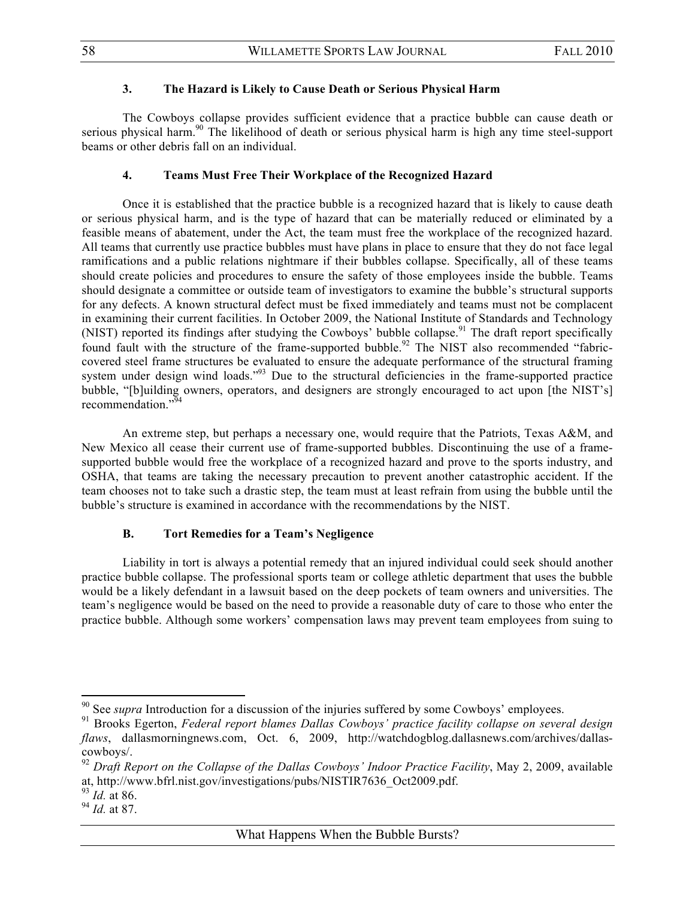### 3. The Hazard is Likely to Cause Death or Serious Physical Harm

The Cowboys collapse provides sufficient evidence that a practice bubble can cause death or serious physical harm.[90] The likelihood of death or serious physical harm is high any time steel-support beams or other debris fall on an individual.

### 4. Teams Must Free Their Workplace of the Recognized Hazard

Once it is established that the practice bubble is a recognized hazard that is likely to cause death or serious physical harm, and is the type of hazard that can be materially reduced or eliminated by a feasible means of abatement, under the Act, the team must free the workplace of the recognized hazard. All teams that currently use practice bubbles must have plans in place to ensure that they do not face legal ramifications and a public relations nightmare if their bubbles collapse. Specifically, all of these teams should create policies and procedures to ensure the safety of those employees inside the bubble. Teams should designate a committee or outside team of investigators to examine the bubble's structural supports for any defects. A known structural defect must be fixed immediately and teams must not be complacent in examining their current facilities. In October 2009, the National Institute of Standards and Technology (NIST) reported its findings after studying the Cowboys' bubble collapse.[91] The draft report specifically found fault with the structure of the frame-supported bubble.[92] The NIST also recommended "fabric-covered steel frame structures be evaluated to ensure the adequate performance of the structural framing system under design wind loads."[93] Due to the structural deficiencies in the frame-supported practice bubble, "[b]uilding owners, operators, and designers are strongly encouraged to act upon [the NIST's] recommendation."[94]

An extreme step, but perhaps a necessary one, would require that the Patriots, Texas A&M, and New Mexico all cease their current use of frame-supported bubbles. Discontinuing the use of a frame-supported bubble would free the workplace of a recognized hazard and prove to the sports industry, and OSHA, that teams are taking the necessary precaution to prevent another catastrophic accident. If the team chooses not to take such a drastic step, the team must at least refrain from using the bubble until the bubble's structure is examined in accordance with the recommendations by the NIST.

## B. Tort Remedies for a Team's Negligence

Liability in tort is always a potential remedy that an injured individual could seek should another practice bubble collapse. The professional sports team or college athletic department that uses the bubble would be a likely defendant in a lawsuit based on the deep pockets of team owners and universities. The team's negligence would be based on the need to provide a reasonable duty of care to those who enter the practice bubble. Although some workers' compensation laws may prevent team employees from suing to

---

[90] See *supra* Introduction for a discussion of the injuries suffered by some Cowboys' employees.

[91] Brooks Egerton, *Federal report blames Dallas Cowboys' practice facility collapse on several design flaws*, dallasmorningnews.com, Oct. 6, 2009, http://watchdogblog.dallasnews.com/archives/dallas-cowboys/.

[92] *Draft Report on the Collapse of the Dallas Cowboys' Indoor Practice Facility*, May 2, 2009, available at, http://www.bfrl.nist.gov/investigations/pubs/NISTIR7636_Oct2009.pdf.

[93] *Id.* at 86.

[94] *Id.* at 87.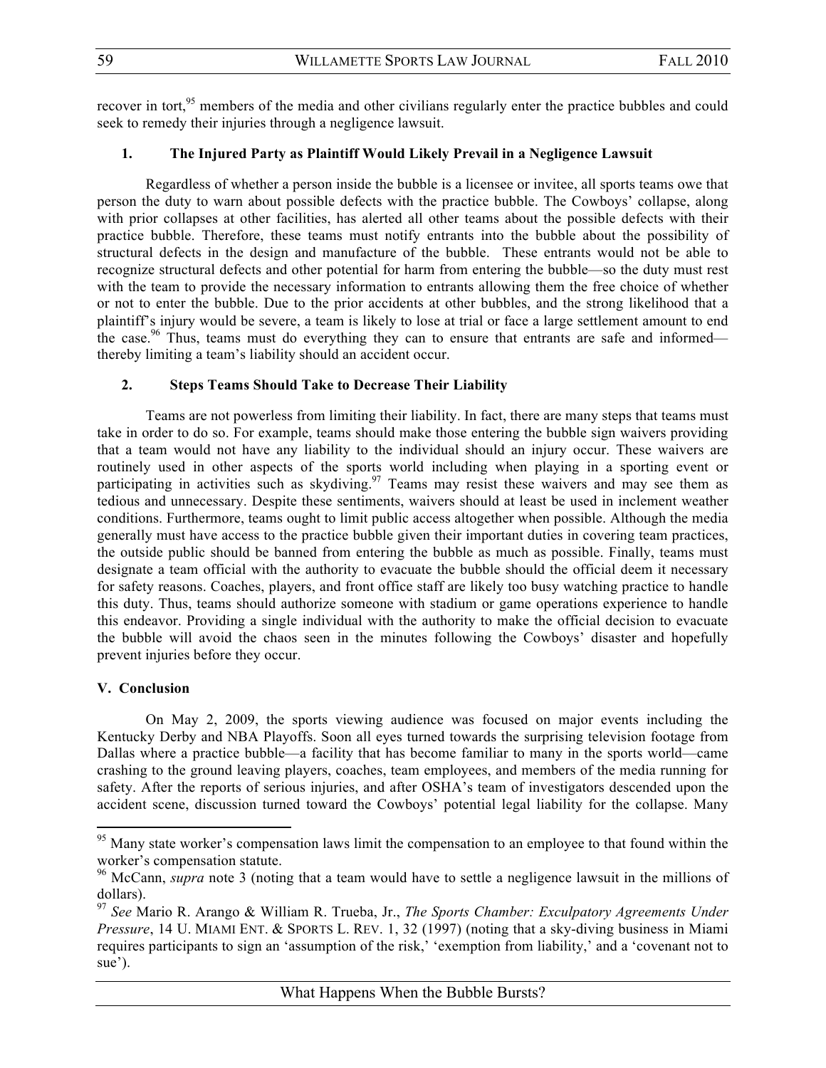recover in tort,[95] members of the media and other civilians regularly enter the practice bubbles and could seek to remedy their injuries through a negligence lawsuit.

### 1. The Injured Party as Plaintiff Would Likely Prevail in a Negligence Lawsuit

Regardless of whether a person inside the bubble is a licensee or invitee, all sports teams owe that person the duty to warn about possible defects with the practice bubble. The Cowboys' collapse, along with prior collapses at other facilities, has alerted all other teams about the possible defects with their practice bubble. Therefore, these teams must notify entrants into the bubble about the possibility of structural defects in the design and manufacture of the bubble. These entrants would not be able to recognize structural defects and other potential for harm from entering the bubble—so the duty must rest with the team to provide the necessary information to entrants allowing them the free choice of whether or not to enter the bubble. Due to the prior accidents at other bubbles, and the strong likelihood that a plaintiff's injury would be severe, a team is likely to lose at trial or face a large settlement amount to end the case.[96] Thus, teams must do everything they can to ensure that entrants are safe and informed—thereby limiting a team's liability should an accident occur.

### 2. Steps Teams Should Take to Decrease Their Liability

Teams are not powerless from limiting their liability. In fact, there are many steps that teams must take in order to do so. For example, teams should make those entering the bubble sign waivers providing that a team would not have any liability to the individual should an injury occur. These waivers are routinely used in other aspects of the sports world including when playing in a sporting event or participating in activities such as skydiving.[97] Teams may resist these waivers and may see them as tedious and unnecessary. Despite these sentiments, waivers should at least be used in inclement weather conditions. Furthermore, teams ought to limit public access altogether when possible. Although the media generally must have access to the practice bubble given their important duties in covering team practices, the outside public should be banned from entering the bubble as much as possible. Finally, teams must designate a team official with the authority to evacuate the bubble should the official deem it necessary for safety reasons. Coaches, players, and front office staff are likely too busy watching practice to handle this duty. Thus, teams should authorize someone with stadium or game operations experience to handle this endeavor. Providing a single individual with the authority to make the official decision to evacuate the bubble will avoid the chaos seen in the minutes following the Cowboys' disaster and hopefully prevent injuries before they occur.

## V. Conclusion

On May 2, 2009, the sports viewing audience was focused on major events including the Kentucky Derby and NBA Playoffs. Soon all eyes turned towards the surprising television footage from Dallas where a practice bubble—a facility that has become familiar to many in the sports world—came crashing to the ground leaving players, coaches, team employees, and members of the media running for safety. After the reports of serious injuries, and after OSHA's team of investigators descended upon the accident scene, discussion turned toward the Cowboys' potential legal liability for the collapse. Many

---

[95] Many state worker's compensation laws limit the compensation to an employee to that found within the worker's compensation statute.

[96] McCann, *supra* note 3 (noting that a team would have to settle a negligence lawsuit in the millions of dollars).

[97] *See* Mario R. Arango & William R. Trueba, Jr., *The Sports Chamber: Exculpatory Agreements Under Pressure*, 14 U. MIAMI ENT. & SPORTS L. REV. 1, 32 (1997) (noting that a sky-diving business in Miami requires participants to sign an 'assumption of the risk,' 'exemption from liability,' and a 'covenant not to sue').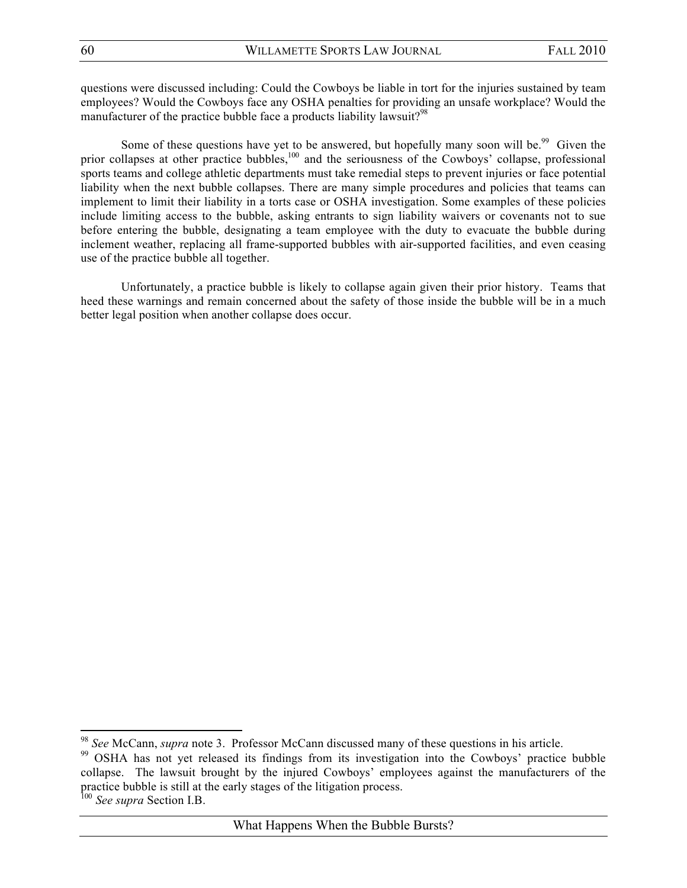questions were discussed including: Could the Cowboys be liable in tort for the injuries sustained by team employees? Would the Cowboys face any OSHA penalties for providing an unsafe workplace? Would the manufacturer of the practice bubble face a products liability lawsuit?[98]

Some of these questions have yet to be answered, but hopefully many soon will be.[99] Given the prior collapses at other practice bubbles,[100] and the seriousness of the Cowboys' collapse, professional sports teams and college athletic departments must take remedial steps to prevent injuries or face potential liability when the next bubble collapses. There are many simple procedures and policies that teams can implement to limit their liability in a torts case or OSHA investigation. Some examples of these policies include limiting access to the bubble, asking entrants to sign liability waivers or covenants not to sue before entering the bubble, designating a team employee with the duty to evacuate the bubble during inclement weather, replacing all frame-supported bubbles with air-supported facilities, and even ceasing use of the practice bubble all together.

Unfortunately, a practice bubble is likely to collapse again given their prior history. Teams that heed these warnings and remain concerned about the safety of those inside the bubble will be in a much better legal position when another collapse does occur.

---

[98] *See* McCann, *supra* note 3. Professor McCann discussed many of these questions in his article.

[99] OSHA has not yet released its findings from its investigation into the Cowboys' practice bubble collapse. The lawsuit brought by the injured Cowboys' employees against the manufacturers of the practice bubble is still at the early stages of the litigation process.

[100] *See supra* Section I.B.